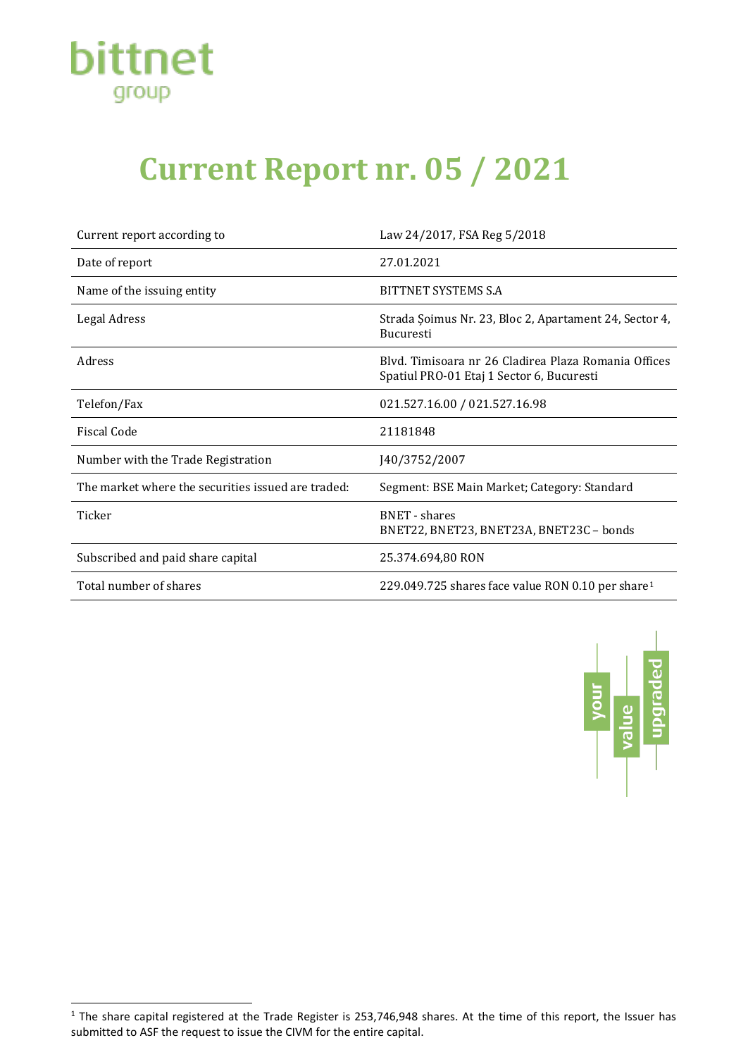bittnet
group

# Current Report nr. 05 / 2021

| | |
|---|---|
| Current report according to | Law 24/2017, FSA Reg 5/2018 |
| Date of report | 27.01.2021 |
| Name of the issuing entity | BITTNET SYSTEMS S.A |
| Legal Adress | Strada Șoimus Nr. 23, Bloc 2, Apartament 24, Sector 4, Bucuresti |
| Adress | Blvd. Timisoara nr 26 Cladirea Plaza Romania Offices Spatiul PRO-01 Etaj 1 Sector 6, Bucuresti |
| Telefon/Fax | 021.527.16.00 / 021.527.16.98 |
| Fiscal Code | 21181848 |
| Number with the Trade Registration | J40/3752/2007 |
| The market where the securities issued are traded: | Segment: BSE Main Market; Category: Standard |
| Ticker | BNET - shares<br>BNET22, BNET23, BNET23A, BNET23C – bonds |
| Subscribed and paid share capital | 25.374.694,80 RON |
| Total number of shares | 229.049.725 shares face value RON 0.10 per share[1] |

your value upgraded

[1] The share capital registered at the Trade Register is 253,746,948 shares. At the time of this report, the Issuer has submitted to ASF the request to issue the CIVM for the entire capital.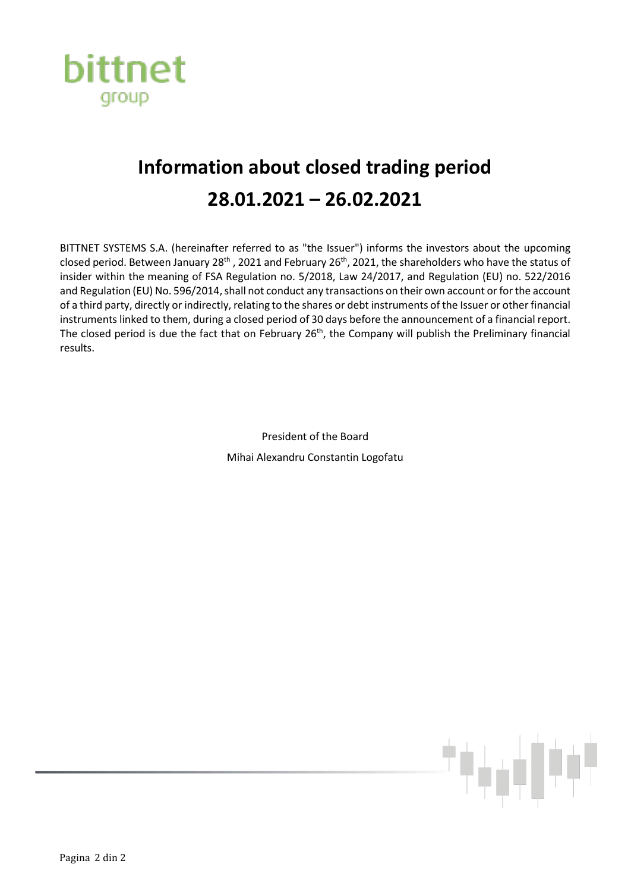# Information about closed trading period 28.01.2021 – 26.02.2021

BITTNET SYSTEMS S.A. (hereinafter referred to as "the Issuer") informs the investors about the upcoming closed period. Between January 28th , 2021 and February 26th, 2021, the shareholders who have the status of insider within the meaning of FSA Regulation no. 5/2018, Law 24/2017, and Regulation (EU) no. 522/2016 and Regulation (EU) No. 596/2014, shall not conduct any transactions on their own account or for the account of a third party, directly or indirectly, relating to the shares or debt instruments of the Issuer or other financial instruments linked to them, during a closed period of 30 days before the announcement of a financial report. The closed period is due the fact that on February 26th, the Company will publish the Preliminary financial results.

President of the Board

Mihai Alexandru Constantin Logofatu